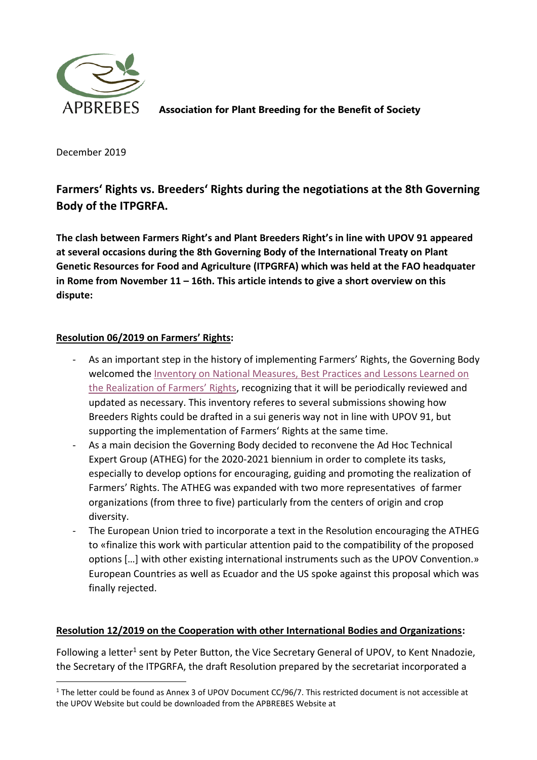APBREBES **Association for Plant Breeding for the Benefit of Society**

December 2019

## Farmers' Rights vs. Breeders' Rights during the negotiations at the 8th Governing Body of the ITPGRFA.

**The clash between Farmers Right's and Plant Breeders Right's in line with UPOV 91 appeared at several occasions during the 8th Governing Body of the International Treaty on Plant Genetic Resources for Food and Agriculture (ITPGRFA) which was held at the FAO headquater in Rome from November 11 – 16th. This article intends to give a short overview on this dispute:**

### Resolution 06/2019 on Farmers' Rights:

- As an important step in the history of implementing Farmers' Rights, the Governing Body welcomed the Inventory on National Measures, Best Practices and Lessons Learned on the Realization of Farmers' Rights, recognizing that it will be periodically reviewed and updated as necessary. This inventory referes to several submissions showing how Breeders Rights could be drafted in a sui generis way not in line with UPOV 91, but supporting the implementation of Farmers' Rights at the same time.
- As a main decision the Governing Body decided to reconvene the Ad Hoc Technical Expert Group (ATHEG) for the 2020-2021 biennium in order to complete its tasks, especially to develop options for encouraging, guiding and promoting the realization of Farmers' Rights. The ATHEG was expanded with two more representatives of farmer organizations (from three to five) particularly from the centers of origin and crop diversity.
- The European Union tried to incorporate a text in the Resolution encouraging the ATHEG to «finalize this work with particular attention paid to the compatibility of the proposed options […] with other existing international instruments such as the UPOV Convention.» European Countries as well as Ecuador and the US spoke against this proposal which was finally rejected.

### Resolution 12/2019 on the Cooperation with other International Bodies and Organizations:

Following a letter[1] sent by Peter Button, the Vice Secretary General of UPOV, to Kent Nnadozie, the Secretary of the ITPGRFA, the draft Resolution prepared by the secretariat incorporated a

[1] The letter could be found as Annex 3 of UPOV Document CC/96/7. This restricted document is not accessible at the UPOV Website but could be downloaded from the APBREBES Website at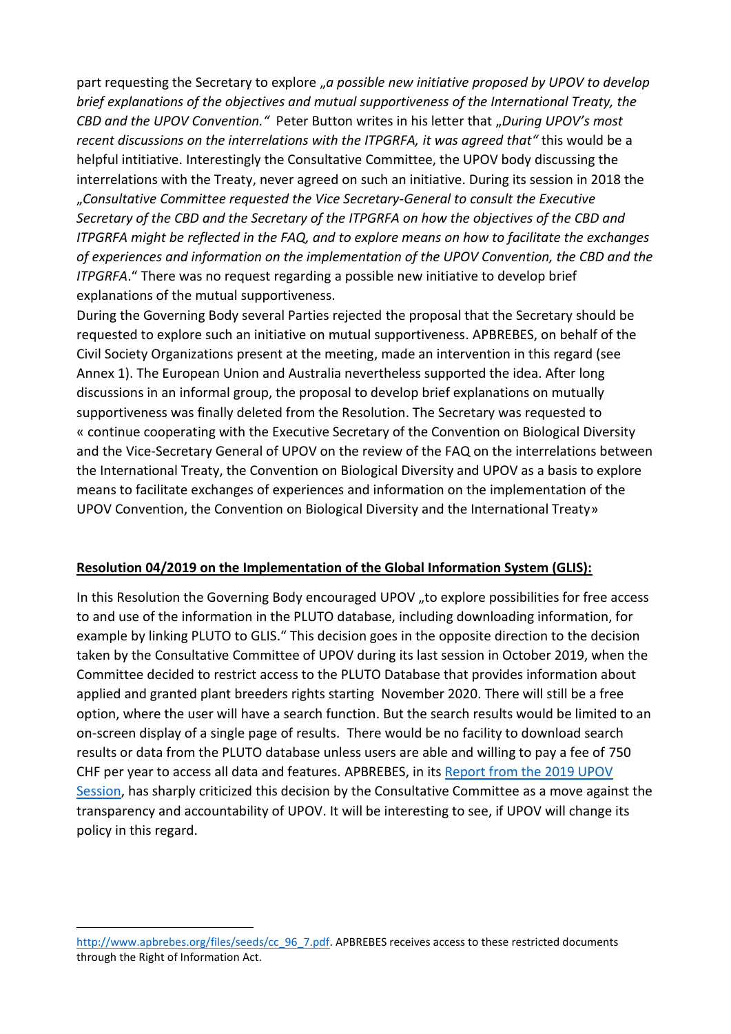part requesting the Secretary to explore „*a possible new initiative proposed by UPOV to develop brief explanations of the objectives and mutual supportiveness of the International Treaty, the CBD and the UPOV Convention.*" Peter Button writes in his letter that „*During UPOV's most recent discussions on the interrelations with the ITPGRFA, it was agreed that*" this would be a helpful intitiative. Interestingly the Consultative Committee, the UPOV body discussing the interrelations with the Treaty, never agreed on such an initiative. During its session in 2018 the „*Consultative Committee requested the Vice Secretary-General to consult the Executive Secretary of the CBD and the Secretary of the ITPGRFA on how the objectives of the CBD and ITPGRFA might be reflected in the FAQ, and to explore means on how to facilitate the exchanges of experiences and information on the implementation of the UPOV Convention, the CBD and the ITPGRFA*." There was no request regarding a possible new initiative to develop brief explanations of the mutual supportiveness.

During the Governing Body several Parties rejected the proposal that the Secretary should be requested to explore such an initiative on mutual supportiveness. APBREBES, on behalf of the Civil Society Organizations present at the meeting, made an intervention in this regard (see Annex 1). The European Union and Australia nevertheless supported the idea. After long discussions in an informal group, the proposal to develop brief explanations on mutually supportiveness was finally deleted from the Resolution. The Secretary was requested to « continue cooperating with the Executive Secretary of the Convention on Biological Diversity and the Vice-Secretary General of UPOV on the review of the FAQ on the interrelations between the International Treaty, the Convention on Biological Diversity and UPOV as a basis to explore means to facilitate exchanges of experiences and information on the implementation of the UPOV Convention, the Convention on Biological Diversity and the International Treaty»

**Resolution 04/2019 on the Implementation of the Global Information System (GLIS):**

In this Resolution the Governing Body encouraged UPOV „to explore possibilities for free access to and use of the information in the PLUTO database, including downloading information, for example by linking PLUTO to GLIS." This decision goes in the opposite direction to the decision taken by the Consultative Committee of UPOV during its last session in October 2019, when the Committee decided to restrict access to the PLUTO Database that provides information about applied and granted plant breeders rights starting November 2020. There will still be a free option, where the user will have a search function. But the search results would be limited to an on-screen display of a single page of results. There would be no facility to download search results or data from the PLUTO database unless users are able and willing to pay a fee of 750 CHF per year to access all data and features. APBREBES, in its Report from the 2019 UPOV Session, has sharply criticized this decision by the Consultative Committee as a move against the transparency and accountability of UPOV. It will be interesting to see, if UPOV will change its policy in this regard.

---

http://www.apbrebes.org/files/seeds/cc_96_7.pdf. APBREBES receives access to these restricted documents through the Right of Information Act.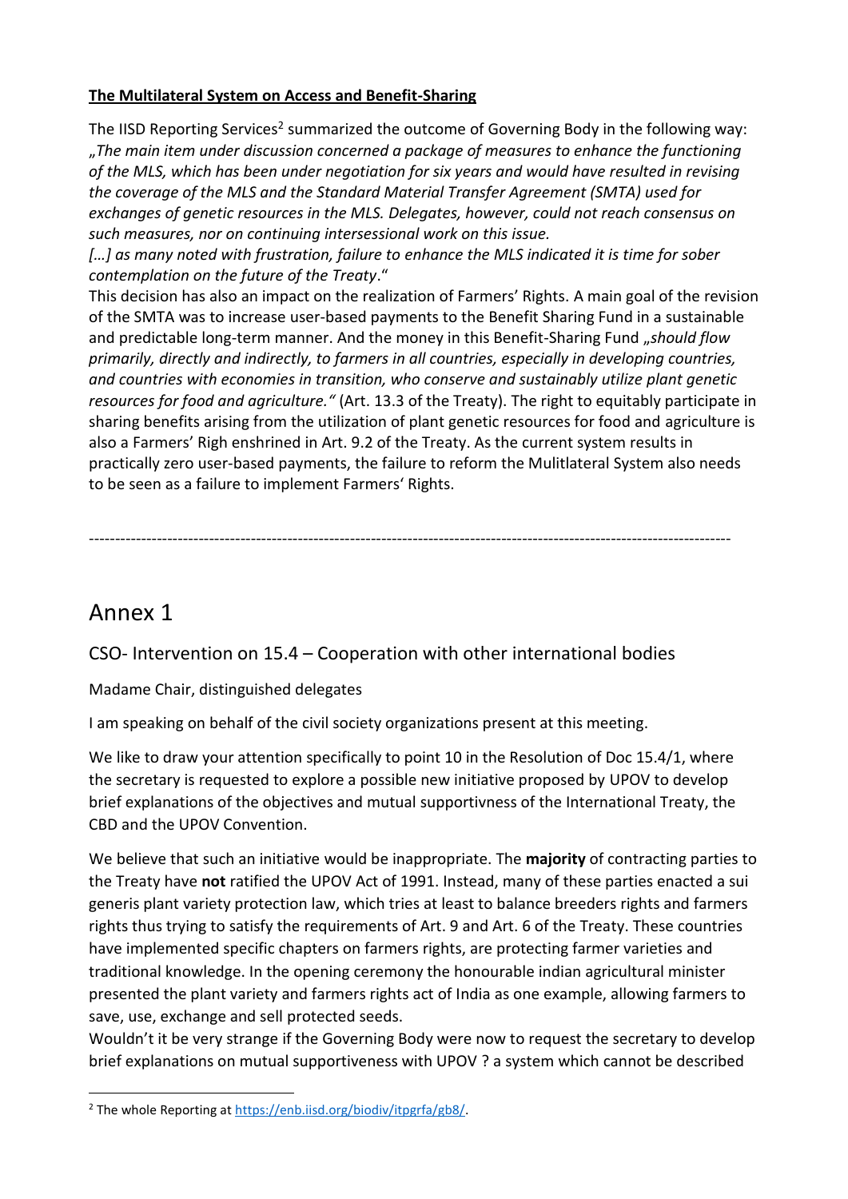**The Multilateral System on Access and Benefit-Sharing**

The IISD Reporting Services[2] summarized the outcome of Governing Body in the following way: „*The main item under discussion concerned a package of measures to enhance the functioning of the MLS, which has been under negotiation for six years and would have resulted in revising the coverage of the MLS and the Standard Material Transfer Agreement (SMTA) used for exchanges of genetic resources in the MLS. Delegates, however, could not reach consensus on such measures, nor on continuing intersessional work on this issue.*

*[…] as many noted with frustration, failure to enhance the MLS indicated it is time for sober contemplation on the future of the Treaty*."

This decision has also an impact on the realization of Farmers' Rights. A main goal of the revision of the SMTA was to increase user-based payments to the Benefit Sharing Fund in a sustainable and predictable long-term manner. And the money in this Benefit-Sharing Fund „*should flow primarily, directly and indirectly, to farmers in all countries, especially in developing countries, and countries with economies in transition, who conserve and sustainably utilize plant genetic resources for food and agriculture."* (Art. 13.3 of the Treaty). The right to equitably participate in sharing benefits arising from the utilization of plant genetic resources for food and agriculture is also a Farmers' Righ enshrined in Art. 9.2 of the Treaty. As the current system results in practically zero user-based payments, the failure to reform the Mulitlateral System also needs to be seen as a failure to implement Farmers' Rights.

---

# Annex 1

## CSO- Intervention on 15.4 – Cooperation with other international bodies

Madame Chair, distinguished delegates

I am speaking on behalf of the civil society organizations present at this meeting.

We like to draw your attention specifically to point 10 in the Resolution of Doc 15.4/1, where the secretary is requested to explore a possible new initiative proposed by UPOV to develop brief explanations of the objectives and mutual supportivness of the International Treaty, the CBD and the UPOV Convention.

We believe that such an initiative would be inappropriate. The **majority** of contracting parties to the Treaty have **not** ratified the UPOV Act of 1991. Instead, many of these parties enacted a sui generis plant variety protection law, which tries at least to balance breeders rights and farmers rights thus trying to satisfy the requirements of Art. 9 and Art. 6 of the Treaty. These countries have implemented specific chapters on farmers rights, are protecting farmer varieties and traditional knowledge. In the opening ceremony the honourable indian agricultural minister presented the plant variety and farmers rights act of India as one example, allowing farmers to save, use, exchange and sell protected seeds.

Wouldn't it be very strange if the Governing Body were now to request the secretary to develop brief explanations on mutual supportiveness with UPOV ? a system which cannot be described

[2] The whole Reporting at https://enb.iisd.org/biodiv/itpgrfa/gb8/.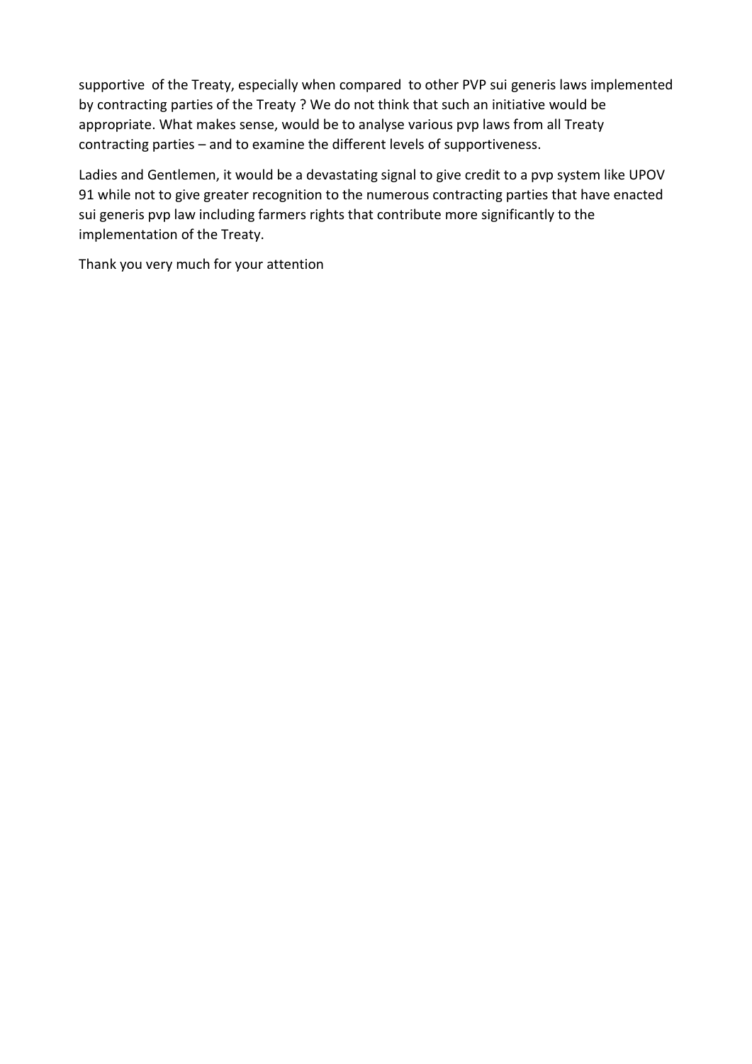supportive of the Treaty, especially when compared to other PVP sui generis laws implemented by contracting parties of the Treaty ? We do not think that such an initiative would be appropriate. What makes sense, would be to analyse various pvp laws from all Treaty contracting parties – and to examine the different levels of supportiveness.

Ladies and Gentlemen, it would be a devastating signal to give credit to a pvp system like UPOV 91 while not to give greater recognition to the numerous contracting parties that have enacted sui generis pvp law including farmers rights that contribute more significantly to the implementation of the Treaty.

Thank you very much for your attention